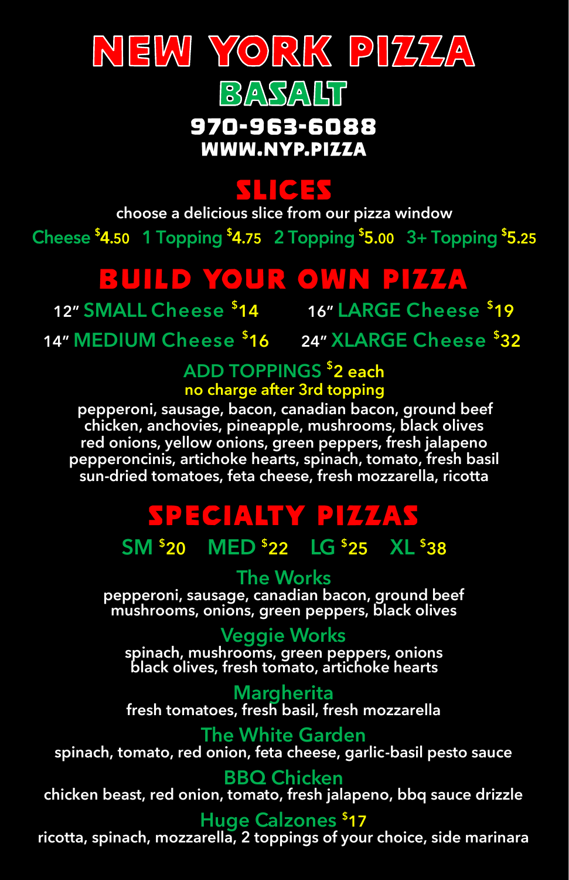# NEW YORK PIZZA

## BASALT

**970-963-6088**

**WWW.NYP.PIZZA**

## SLICES

choose a delicious slice from our pizza window

Cheese $4.50   1 Topping $4.75   2 Topping $5.00   3+ Topping $5.25

## BUILD YOUR OWN PIZZA

12" SMALL Cheese $14

16" LARGE Cheese $19

14" MEDIUM Cheese $16

24" XLARGE Cheese $32

**ADD TOPPINGS $2 each**

**no charge after 3rd topping**

pepperoni, sausage, bacon, canadian bacon, ground beef
chicken, anchovies, pineapple, mushrooms, black olives
red onions, yellow onions, green peppers, fresh jalapeno
pepperoncinis, artichoke hearts, spinach, tomato, fresh basil
sun-dried tomatoes, feta cheese, fresh mozzarella, ricotta

## SPECIALTY PIZZAS

SM $20   MED $22   LG $25   XL $38

### The Works

pepperoni, sausage, canadian bacon, ground beef
mushrooms, onions, green peppers, black olives

### Veggie Works

spinach, mushrooms, green peppers, onions
black olives, fresh tomato, artichoke hearts

### Margherita

fresh tomatoes, fresh basil, fresh mozzarella

### The White Garden

spinach, tomato, red onion, feta cheese, garlic-basil pesto sauce

### BBQ Chicken

chicken beast, red onion, tomato, fresh jalapeno, bbq sauce drizzle

### Huge Calzones $17

ricotta, spinach, mozzarella, 2 toppings of your choice, side marinara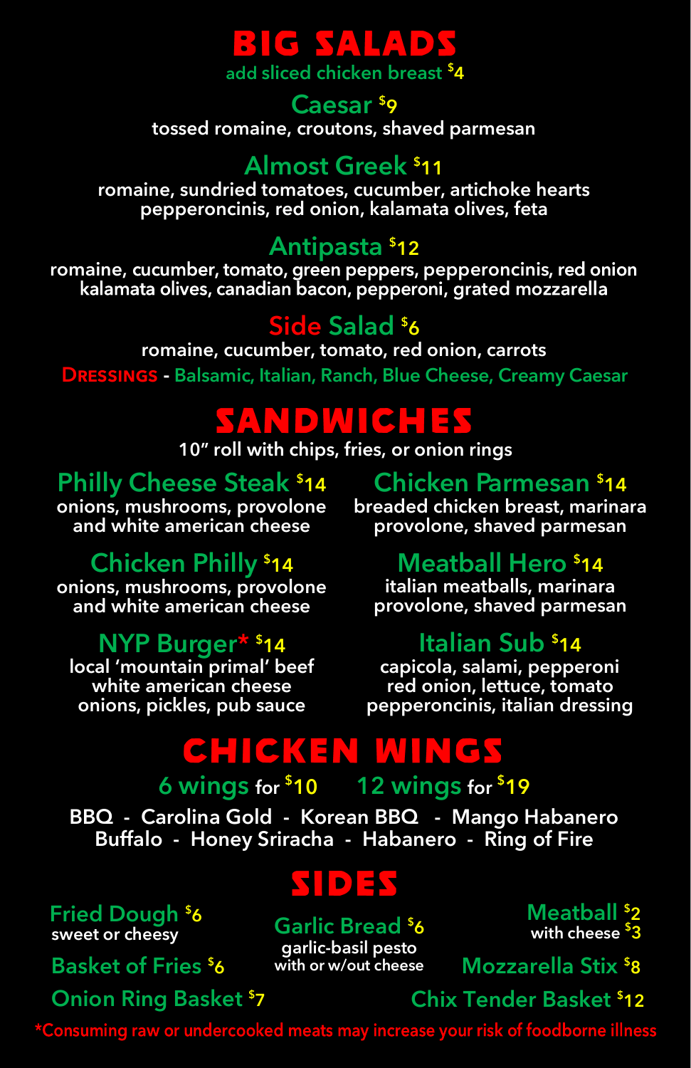# BIG SALADS

add sliced chicken breast $4

### Caesar $9

tossed romaine, croutons, shaved parmesan

### Almost Greek $11

romaine, sundried tomatoes, cucumber, artichoke hearts
pepperoncinis, red onion, kalamata olives, feta

### Antipasta $12

romaine, cucumber, tomato, green peppers, pepperoncinis, red onion
kalamata olives, canadian bacon, pepperoni, grated mozzarella

### Side Salad $6

romaine, cucumber, tomato, red onion, carrots

**Dressings** - Balsamic, Italian, Ranch, Blue Cheese, Creamy Caesar

# SANDWICHES

10" roll with chips, fries, or onion rings

### Philly Cheese Steak $14

onions, mushrooms, provolone
and white american cheese

### Chicken Philly $14

onions, mushrooms, provolone
and white american cheese

### NYP Burger* $14

local 'mountain primal' beef
white american cheese
onions, pickles, pub sauce

### Chicken Parmesan $14

breaded chicken breast, marinara
provolone, shaved parmesan

### Meatball Hero $14

italian meatballs, marinara
provolone, shaved parmesan

### Italian Sub $14

capicola, salami, pepperoni
red onion, lettuce, tomato
pepperoncinis, italian dressing

# CHICKEN WINGS

6 wings for $10 12 wings for $19

BBQ - Carolina Gold - Korean BBQ - Mango Habanero
Buffalo - Honey Sriracha - Habanero - Ring of Fire

# SIDES

**Fried Dough $6**
sweet or cheesy

**Basket of Fries $6**

**Onion Ring Basket $7**

**Garlic Bread $6**
garlic-basil pesto
with or w/out cheese

**Meatball $2**
with cheese $3

**Mozzarella Stix $8**

**Chix Tender Basket $12**

*Consuming raw or undercooked meats may increase your risk of foodborne illness